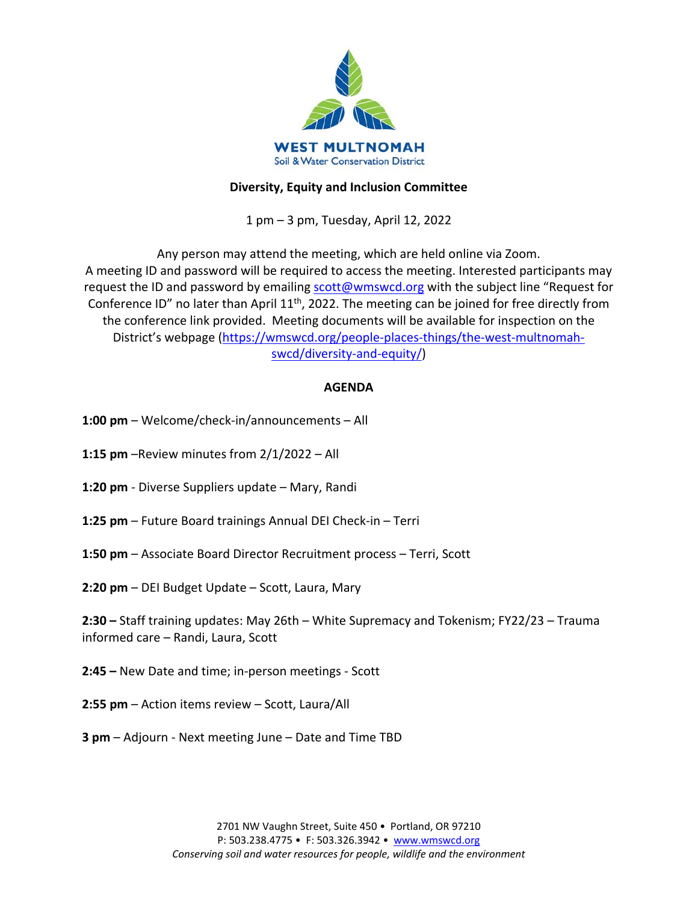**WEST MULTNOMAH**
Soil & Water Conservation District

## Diversity, Equity and Inclusion Committee

1 pm – 3 pm, Tuesday, April 12, 2022

Any person may attend the meeting, which are held online via Zoom.
A meeting ID and password will be required to access the meeting. Interested participants may request the ID and password by emailing scott@wmswcd.org with the subject line "Request for Conference ID" no later than April 11th, 2022. The meeting can be joined for free directly from the conference link provided. Meeting documents will be available for inspection on the District's webpage (https://wmswcd.org/people-places-things/the-west-multnomah-swcd/diversity-and-equity/)

### AGENDA

**1:00 pm** – Welcome/check-in/announcements – All

**1:15 pm** –Review minutes from 2/1/2022 – All

**1:20 pm** - Diverse Suppliers update – Mary, Randi

**1:25 pm** – Future Board trainings Annual DEI Check-in – Terri

**1:50 pm** – Associate Board Director Recruitment process – Terri, Scott

**2:20 pm** – DEI Budget Update – Scott, Laura, Mary

**2:30 –** Staff training updates: May 26th – White Supremacy and Tokenism; FY22/23 – Trauma informed care – Randi, Laura, Scott

**2:45 –** New Date and time; in-person meetings - Scott

**2:55 pm** – Action items review – Scott, Laura/All

**3 pm** – Adjourn - Next meeting June – Date and Time TBD

2701 NW Vaughn Street, Suite 450 • Portland, OR 97210
P: 503.238.4775 • F: 503.326.3942 • www.wmswcd.org
*Conserving soil and water resources for people, wildlife and the environment*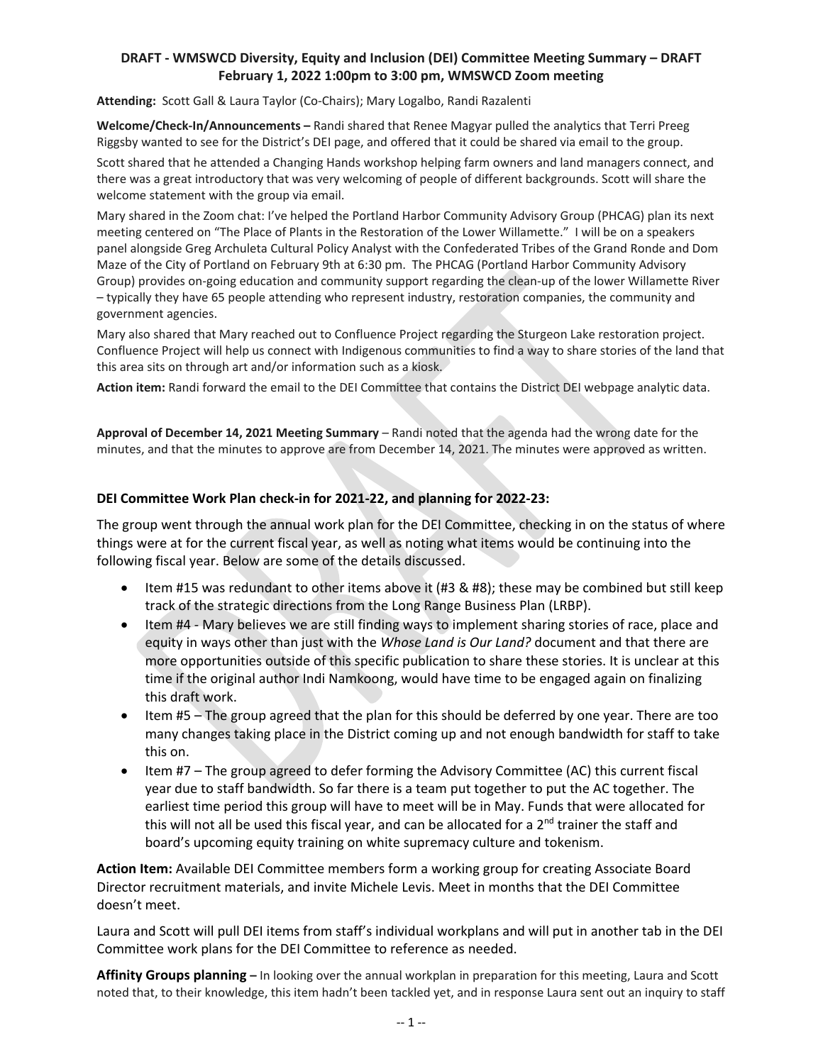**DRAFT - WMSWCD Diversity, Equity and Inclusion (DEI) Committee Meeting Summary – DRAFT**
**February 1, 2022 1:00pm to 3:00 pm, WMSWCD Zoom meeting**

**Attending:** Scott Gall & Laura Taylor (Co-Chairs); Mary Logalbo, Randi Razalenti

**Welcome/Check-In/Announcements –** Randi shared that Renee Magyar pulled the analytics that Terri Preeg Riggsby wanted to see for the District's DEI page, and offered that it could be shared via email to the group.

Scott shared that he attended a Changing Hands workshop helping farm owners and land managers connect, and there was a great introductory that was very welcoming of people of different backgrounds. Scott will share the welcome statement with the group via email.

Mary shared in the Zoom chat: I've helped the Portland Harbor Community Advisory Group (PHCAG) plan its next meeting centered on "The Place of Plants in the Restoration of the Lower Willamette." I will be on a speakers panel alongside Greg Archuleta Cultural Policy Analyst with the Confederated Tribes of the Grand Ronde and Dom Maze of the City of Portland on February 9th at 6:30 pm. The PHCAG (Portland Harbor Community Advisory Group) provides on-going education and community support regarding the clean-up of the lower Willamette River – typically they have 65 people attending who represent industry, restoration companies, the community and government agencies.

Mary also shared that Mary reached out to Confluence Project regarding the Sturgeon Lake restoration project. Confluence Project will help us connect with Indigenous communities to find a way to share stories of the land that this area sits on through art and/or information such as a kiosk.

**Action item:** Randi forward the email to the DEI Committee that contains the District DEI webpage analytic data.

**Approval of December 14, 2021 Meeting Summary** – Randi noted that the agenda had the wrong date for the minutes, and that the minutes to approve are from December 14, 2021. The minutes were approved as written.

### DEI Committee Work Plan check-in for 2021-22, and planning for 2022-23:

The group went through the annual work plan for the DEI Committee, checking in on the status of where things were at for the current fiscal year, as well as noting what items would be continuing into the following fiscal year. Below are some of the details discussed.

- Item #15 was redundant to other items above it (#3 & #8); these may be combined but still keep track of the strategic directions from the Long Range Business Plan (LRBP).
- Item #4 - Mary believes we are still finding ways to implement sharing stories of race, place and equity in ways other than just with the *Whose Land is Our Land?* document and that there are more opportunities outside of this specific publication to share these stories. It is unclear at this time if the original author Indi Namkoong, would have time to be engaged again on finalizing this draft work.
- Item #5 – The group agreed that the plan for this should be deferred by one year. There are too many changes taking place in the District coming up and not enough bandwidth for staff to take this on.
- Item #7 – The group agreed to defer forming the Advisory Committee (AC) this current fiscal year due to staff bandwidth. So far there is a team put together to put the AC together. The earliest time period this group will have to meet will be in May. Funds that were allocated for this will not all be used this fiscal year, and can be allocated for a 2nd trainer the staff and board's upcoming equity training on white supremacy culture and tokenism.

**Action Item:** Available DEI Committee members form a working group for creating Associate Board Director recruitment materials, and invite Michele Levis. Meet in months that the DEI Committee doesn't meet.

Laura and Scott will pull DEI items from staff's individual workplans and will put in another tab in the DEI Committee work plans for the DEI Committee to reference as needed.

**Affinity Groups planning –** In looking over the annual workplan in preparation for this meeting, Laura and Scott noted that, to their knowledge, this item hadn't been tackled yet, and in response Laura sent out an inquiry to staff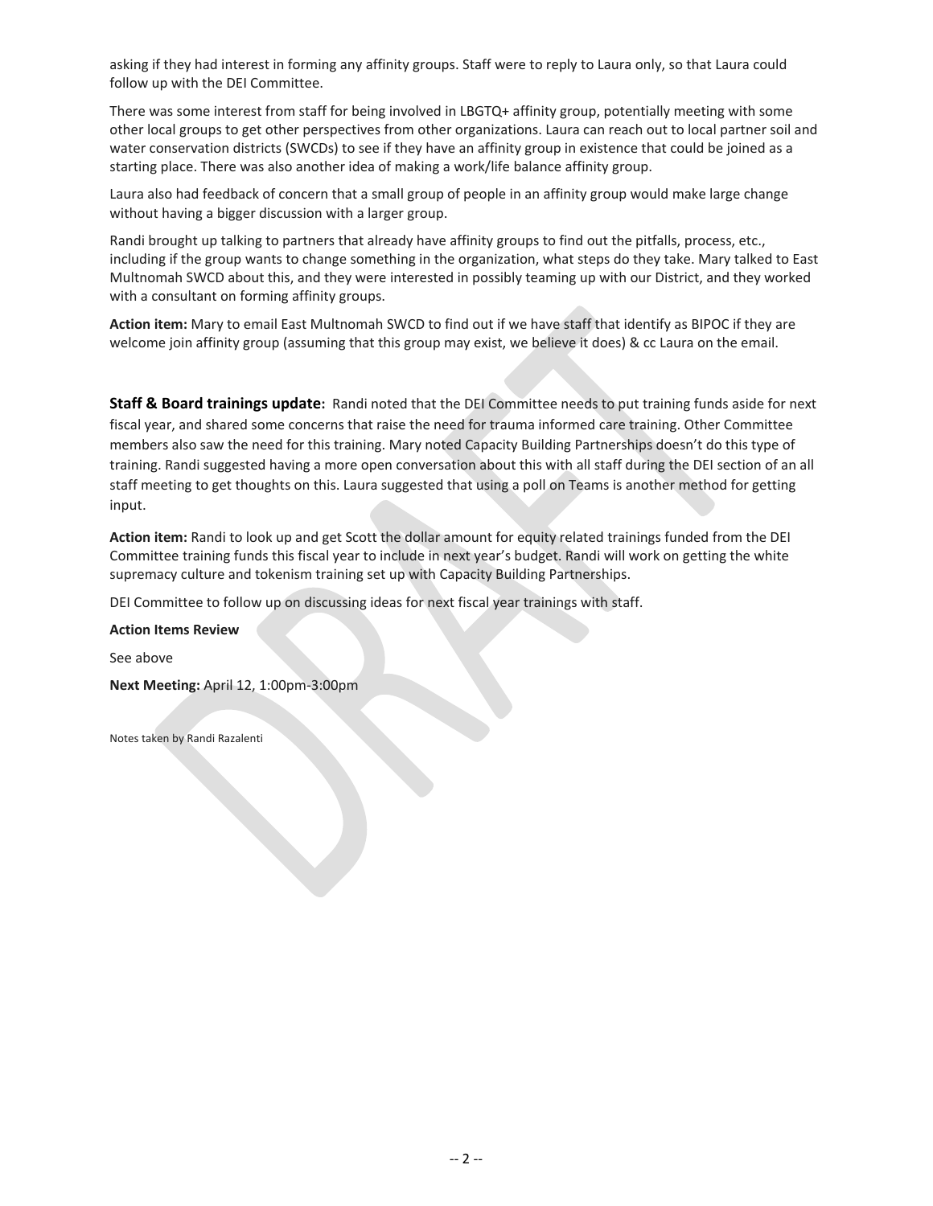asking if they had interest in forming any affinity groups. Staff were to reply to Laura only, so that Laura could follow up with the DEI Committee.

There was some interest from staff for being involved in LBGTQ+ affinity group, potentially meeting with some other local groups to get other perspectives from other organizations. Laura can reach out to local partner soil and water conservation districts (SWCDs) to see if they have an affinity group in existence that could be joined as a starting place. There was also another idea of making a work/life balance affinity group.

Laura also had feedback of concern that a small group of people in an affinity group would make large change without having a bigger discussion with a larger group.

Randi brought up talking to partners that already have affinity groups to find out the pitfalls, process, etc., including if the group wants to change something in the organization, what steps do they take. Mary talked to East Multnomah SWCD about this, and they were interested in possibly teaming up with our District, and they worked with a consultant on forming affinity groups.

**Action item:** Mary to email East Multnomah SWCD to find out if we have staff that identify as BIPOC if they are welcome join affinity group (assuming that this group may exist, we believe it does) & cc Laura on the email.

**Staff & Board trainings update:** Randi noted that the DEI Committee needs to put training funds aside for next fiscal year, and shared some concerns that raise the need for trauma informed care training. Other Committee members also saw the need for this training. Mary noted Capacity Building Partnerships doesn't do this type of training. Randi suggested having a more open conversation about this with all staff during the DEI section of an all staff meeting to get thoughts on this. Laura suggested that using a poll on Teams is another method for getting input.

**Action item:** Randi to look up and get Scott the dollar amount for equity related trainings funded from the DEI Committee training funds this fiscal year to include in next year's budget. Randi will work on getting the white supremacy culture and tokenism training set up with Capacity Building Partnerships.

DEI Committee to follow up on discussing ideas for next fiscal year trainings with staff.

**Action Items Review**

See above

**Next Meeting:** April 12, 1:00pm-3:00pm

Notes taken by Randi Razalenti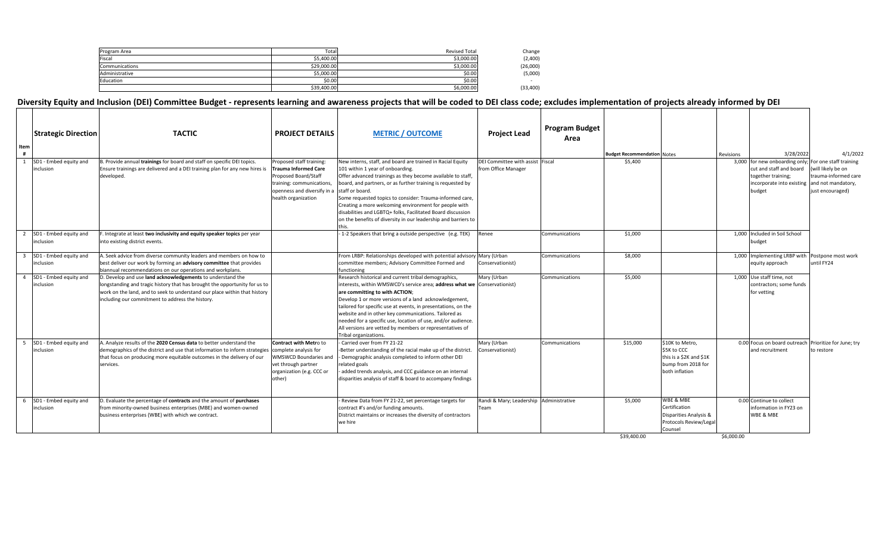| Program Area | Total | Revised Total | Change |
|---|---|---|---|
| Fiscal | $5,400.00 | $3,000.00 | (2,400) |
| Communications | $29,000.00 | $3,000.00 | (26,000) |
| Administrative | $5,000.00 | $0.00 | (5,000) |
| Education | $0.00 | $0.00 | - |
| | $39,400.00 | $6,000.00 | (33,400) |

## Diversity Equity and Inclusion (DEI) Committee Budget - represents learning and awareness projects that will be coded to DEI class code; excludes implementation of projects already informed by DEI

| Item # | Strategic Direction | TACTIC | PROJECT DETAILS | METRIC / OUTCOME | Project Lead | Program Budget Area | Budget Recommendation | Notes | Revisions | 3/28/2022 | 4/1/2022 |
|---|---|---|---|---|---|---|---|---|---|---|---|
| 1 | SD1 - Embed equity and inclusion | B. Provide annual **trainings** for board and staff on specific DEI topics. Ensure trainings are delivered and a DEI training plan for any new hires is developed. | Proposed staff training: **Trauma Informed Care** Proposed Board/Staff training: communications, openness and diversify in a health organization | New interns, staff, and board are trained in Racial Equity 101 within 1 year of onboarding. Offer advanced trainings as they become available to staff, board, and partners, or as further training is requested by staff or board. Some requested topics to consider: Trauma-informed care, Creating a more welcoming environment for people with disabilities and LGBTQ+ folks, Facilitated Board discussion on the benefits of diversity in our leadership and barriers to this. | DEI Committee with assist from Office Manager | Fiscal | $5,400 | | 3,000 | for new onboarding only; cut and staff and board together training; incorporate into existing budget | For one staff training (will likely be on trauma-informed care and not mandatory, just encouraged) |
| 2 | SD1 - Embed equity and inclusion | F. Integrate at least **two inclusivity and equity speaker topics** per year into existing district events. | | - 1-2 Speakers that bring a outside perspective (e.g. TEK) | Renee | Communications | $1,000 | | 1,000 | Included in Soil School budget | |
| 3 | SD1 - Embed equity and inclusion | A. Seek advice from diverse community leaders and members on how to best deliver our work by forming an **advisory committee** that provides biannual recommendations on our operations and workplans. | | From LRBP: Relationships developed with potential advisory committee members; Advisory Committee Formed and functioning | Mary (Urban Conservationist) | Communications | $8,000 | | 1,000 | Implementing LRBP with equity approach | Postpone most work until FY24 |
| 4 | SD1 - Embed equity and inclusion | D. Develop and use **land acknowledgements** to understand the longstanding and tragic history that has brought the opportunity for us to work on the land, and to seek to understand our place within that history including our commitment to address the history. | | Research historical and current tribal demographics, interests, within WMSWCD's service area; **address what we are committing to with ACTION**; Develop 1 or more versions of a land acknowledgement, tailored for specific use at events, in presentations, on the website and in other key communications. Tailored as needed for a specific use, location of use, and/or audience. All versions are vetted by members or representatives of Tribal organizations. | Mary (Urban Conservationist) | Communications | $5,000 | | 1,000 | Use staff time, not contractors; some funds for vetting | |
| 5 | SD1 - Embed equity and inclusion | A. Analyze results of the **2020 Census data** to better understand the demographics of the district and use that information to inform strategies that focus on producing more equitable outcomes in the delivery of our services. | **Contract with Metro** to complete analysis for WMSWCD Boundaries and vet through partner organization (e.g. CCC or other) | - Carried over from FY 21-22 -Better understanding of the racial make up of the district. - Demographic analysis completed to inform other DEI related goals - added trends analysis, and CCC guidance on an internal disparities analysis of staff & board to accompany findings | Mary (Urban Conservationist) | Communications | $15,000 | $10K to Metro, $5K to CCC this is a $2K and $1K bump from 2018 for both inflation | 0.00 | Focus on board outreach and recruitment | Prioritize for June; try to restore |
| 6 | SD1 - Embed equity and inclusion | D. Evaluate the percentage of **contracts** and the amount of **purchases** from minority-owned business enterprises (MBE) and women-owned business enterprises (WBE) with which we contract. | | - Review Data from FY 21-22, set percentage targets for contract #'s and/or funding amounts. District maintains or increases the diversity of contractors we hire | Randi & Mary; Leadership Team | Administrative | $5,000 | WBE & MBE Certification Disparities Analysis & Protocols Review/Legal Counsel | 0.00 | Continue to collect information in FY23 on WBE & MBE | |
| | | | | | | | $39,400.00 | | $6,000.00 | | |